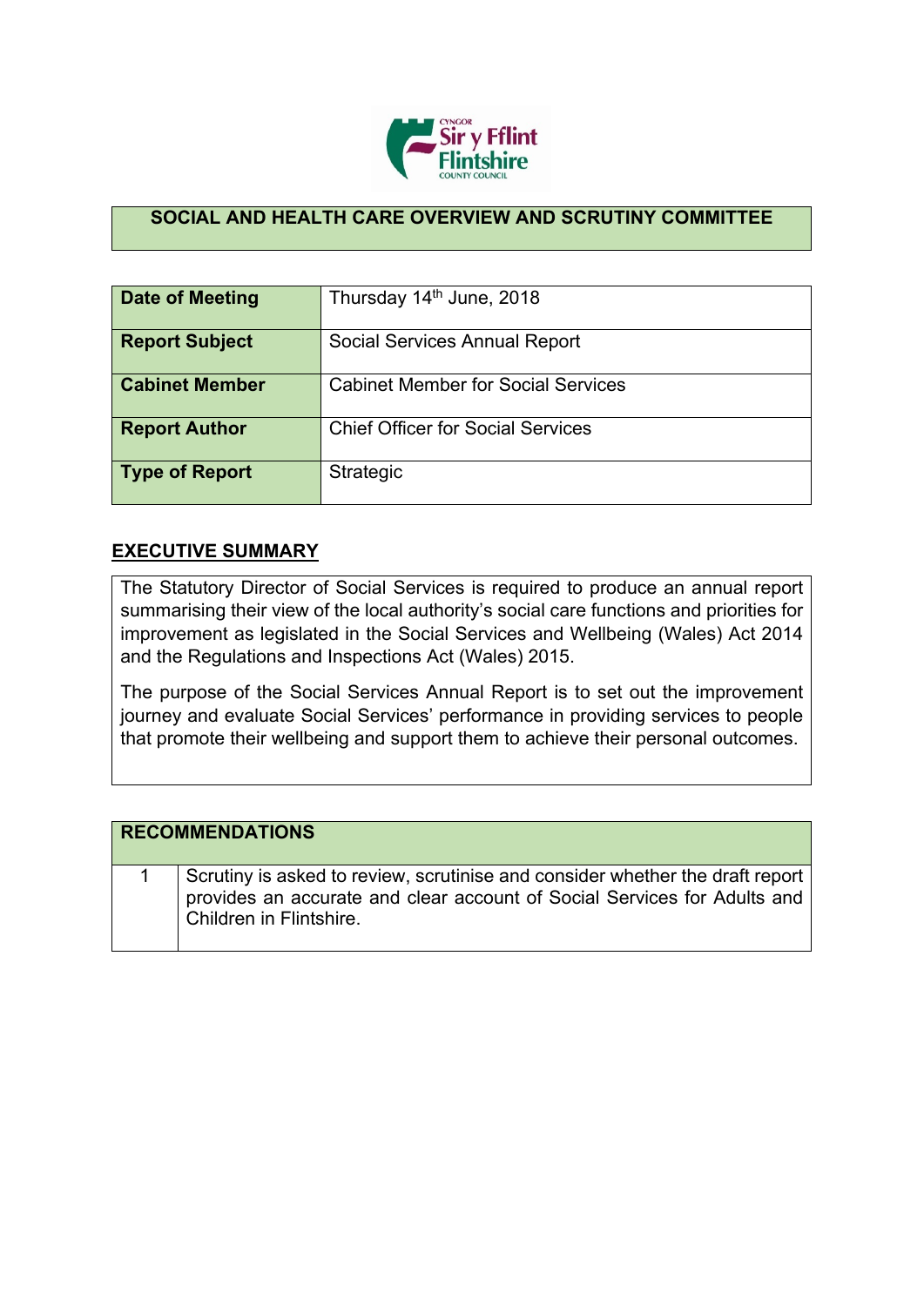# SOCIAL AND HEALTH CARE OVERVIEW AND SCRUTINY COMMITTEE

| | |
|---|---|
| **Date of Meeting** | Thursday 14th June, 2018 |
| **Report Subject** | Social Services Annual Report |
| **Cabinet Member** | Cabinet Member for Social Services |
| **Report Author** | Chief Officer for Social Services |
| **Type of Report** | Strategic |

## EXECUTIVE SUMMARY

The Statutory Director of Social Services is required to produce an annual report summarising their view of the local authority's social care functions and priorities for improvement as legislated in the Social Services and Wellbeing (Wales) Act 2014 and the Regulations and Inspections Act (Wales) 2015.

The purpose of the Social Services Annual Report is to set out the improvement journey and evaluate Social Services' performance in providing services to people that promote their wellbeing and support them to achieve their personal outcomes.

| RECOMMENDATIONS | |
|---|---|
| 1 | Scrutiny is asked to review, scrutinise and consider whether the draft report provides an accurate and clear account of Social Services for Adults and Children in Flintshire. |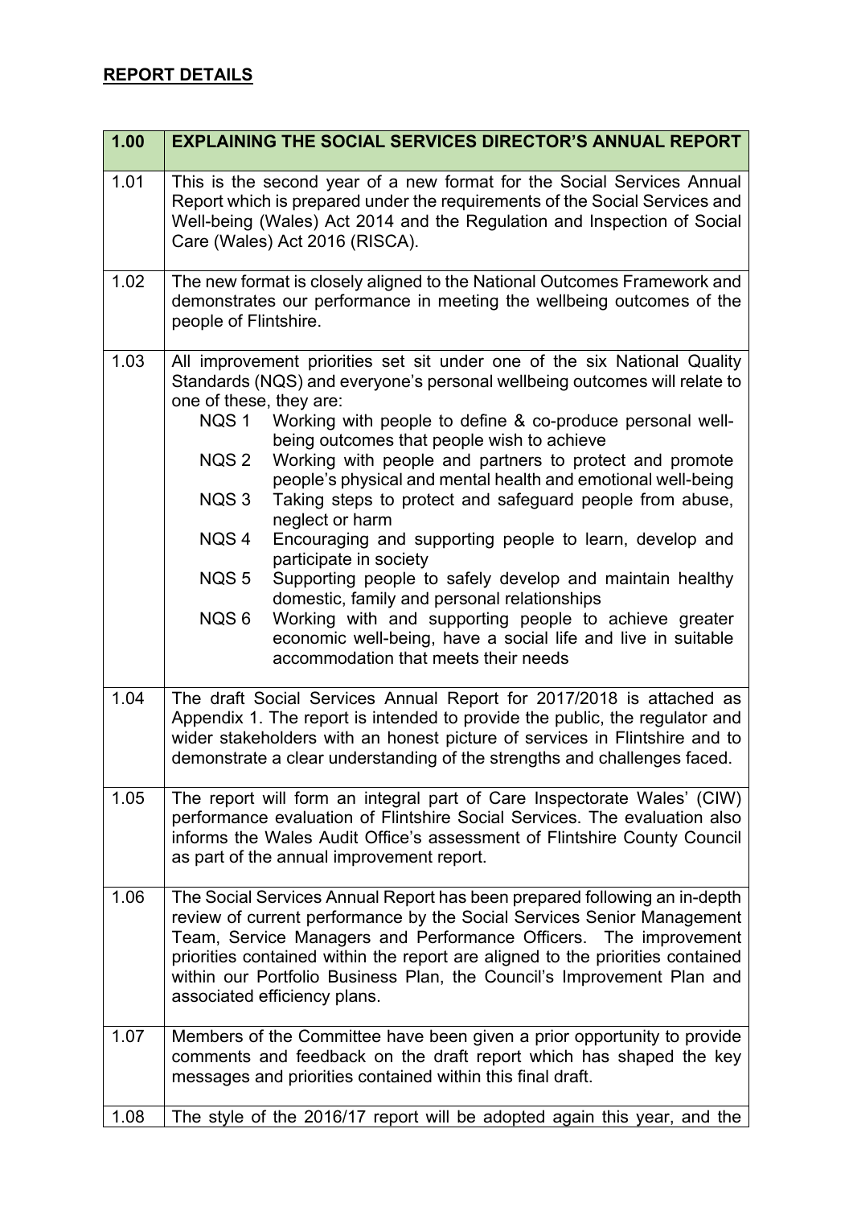## REPORT DETAILS

| 1.00 | EXPLAINING THE SOCIAL SERVICES DIRECTOR'S ANNUAL REPORT |
|---|---|
| 1.01 | This is the second year of a new format for the Social Services Annual Report which is prepared under the requirements of the Social Services and Well-being (Wales) Act 2014 and the Regulation and Inspection of Social Care (Wales) Act 2016 (RISCA). |
| 1.02 | The new format is closely aligned to the National Outcomes Framework and demonstrates our performance in meeting the wellbeing outcomes of the people of Flintshire. |
| 1.03 | All improvement priorities set sit under one of the six National Quality Standards (NQS) and everyone's personal wellbeing outcomes will relate to one of these, they are:<br>NQS 1 Working with people to define & co-produce personal well-being outcomes that people wish to achieve<br>NQS 2 Working with people and partners to protect and promote people's physical and mental health and emotional well-being<br>NQS 3 Taking steps to protect and safeguard people from abuse, neglect or harm<br>NQS 4 Encouraging and supporting people to learn, develop and participate in society<br>NQS 5 Supporting people to safely develop and maintain healthy domestic, family and personal relationships<br>NQS 6 Working with and supporting people to achieve greater economic well-being, have a social life and live in suitable accommodation that meets their needs |
| 1.04 | The draft Social Services Annual Report for 2017/2018 is attached as Appendix 1. The report is intended to provide the public, the regulator and wider stakeholders with an honest picture of services in Flintshire and to demonstrate a clear understanding of the strengths and challenges faced. |
| 1.05 | The report will form an integral part of Care Inspectorate Wales' (CIW) performance evaluation of Flintshire Social Services. The evaluation also informs the Wales Audit Office's assessment of Flintshire County Council as part of the annual improvement report. |
| 1.06 | The Social Services Annual Report has been prepared following an in-depth review of current performance by the Social Services Senior Management Team, Service Managers and Performance Officers. The improvement priorities contained within the report are aligned to the priorities contained within our Portfolio Business Plan, the Council's Improvement Plan and associated efficiency plans. |
| 1.07 | Members of the Committee have been given a prior opportunity to provide comments and feedback on the draft report which has shaped the key messages and priorities contained within this final draft. |
| 1.08 | The style of the 2016/17 report will be adopted again this year, and the |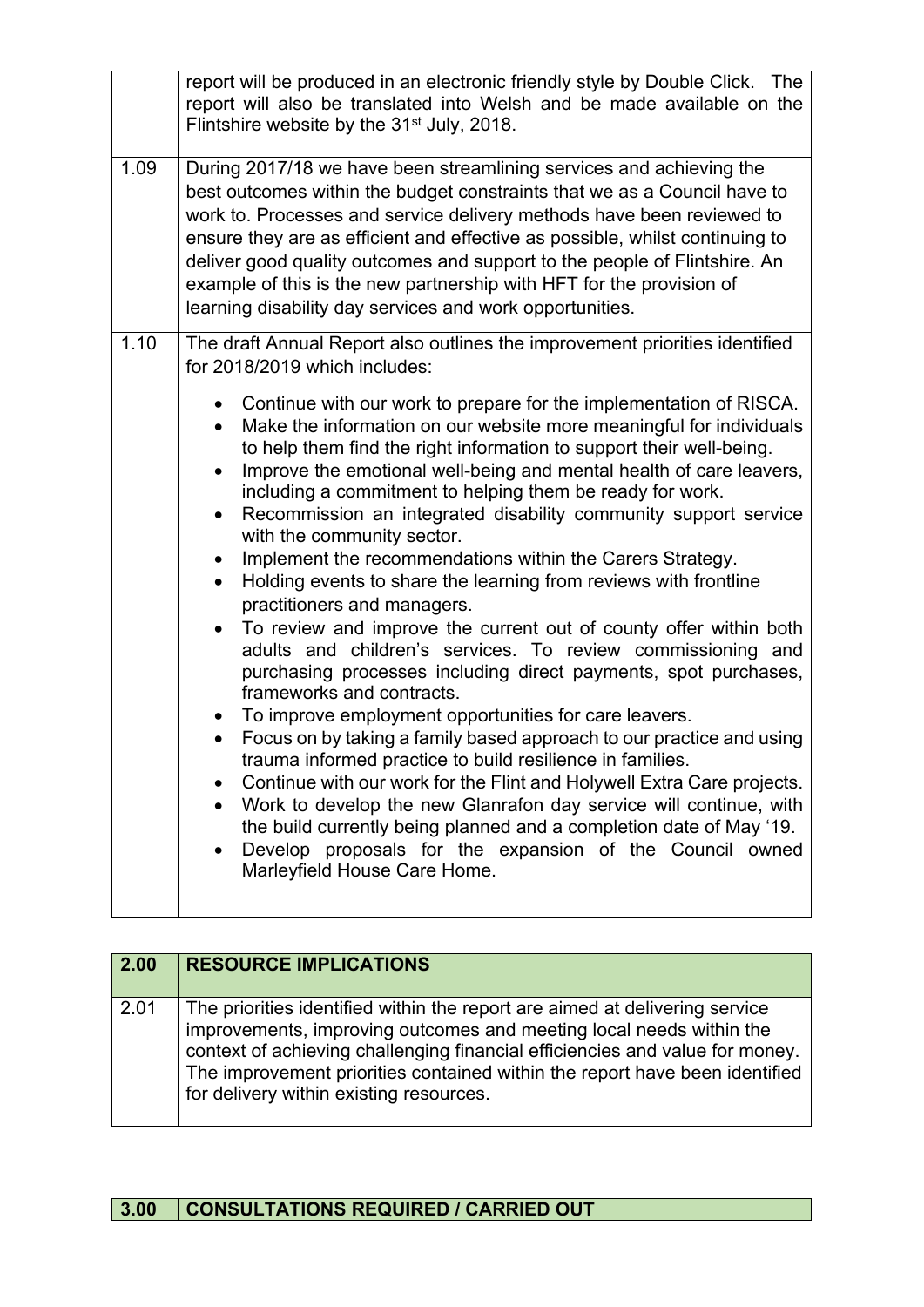| | |
|---|---|
| | report will be produced in an electronic friendly style by Double Click. The report will also be translated into Welsh and be made available on the Flintshire website by the 31st July, 2018. |
| 1.09 | During 2017/18 we have been streamlining services and achieving the best outcomes within the budget constraints that we as a Council have to work to. Processes and service delivery methods have been reviewed to ensure they are as efficient and effective as possible, whilst continuing to deliver good quality outcomes and support to the people of Flintshire. An example of this is the new partnership with HFT for the provision of learning disability day services and work opportunities. |
| 1.10 | The draft Annual Report also outlines the improvement priorities identified for 2018/2019 which includes:<br><br>• Continue with our work to prepare for the implementation of RISCA.<br>• Make the information on our website more meaningful for individuals to help them find the right information to support their well-being.<br>• Improve the emotional well-being and mental health of care leavers, including a commitment to helping them be ready for work.<br>• Recommission an integrated disability community support service with the community sector.<br>• Implement the recommendations within the Carers Strategy.<br>• Holding events to share the learning from reviews with frontline practitioners and managers.<br>• To review and improve the current out of county offer within both adults and children's services. To review commissioning and purchasing processes including direct payments, spot purchases, frameworks and contracts.<br>• To improve employment opportunities for care leavers.<br>• Focus on by taking a family based approach to our practice and using trauma informed practice to build resilience in families.<br>• Continue with our work for the Flint and Holywell Extra Care projects.<br>• Work to develop the new Glanrafon day service will continue, with the build currently being planned and a completion date of May '19.<br>• Develop proposals for the expansion of the Council owned Marleyfield House Care Home. |

| **2.00** | **RESOURCE IMPLICATIONS** |
|---|---|
| 2.01 | The priorities identified within the report are aimed at delivering service improvements, improving outcomes and meeting local needs within the context of achieving challenging financial efficiencies and value for money. The improvement priorities contained within the report have been identified for delivery within existing resources. |

| **3.00** | **CONSULTATIONS REQUIRED / CARRIED OUT** |
|---|---|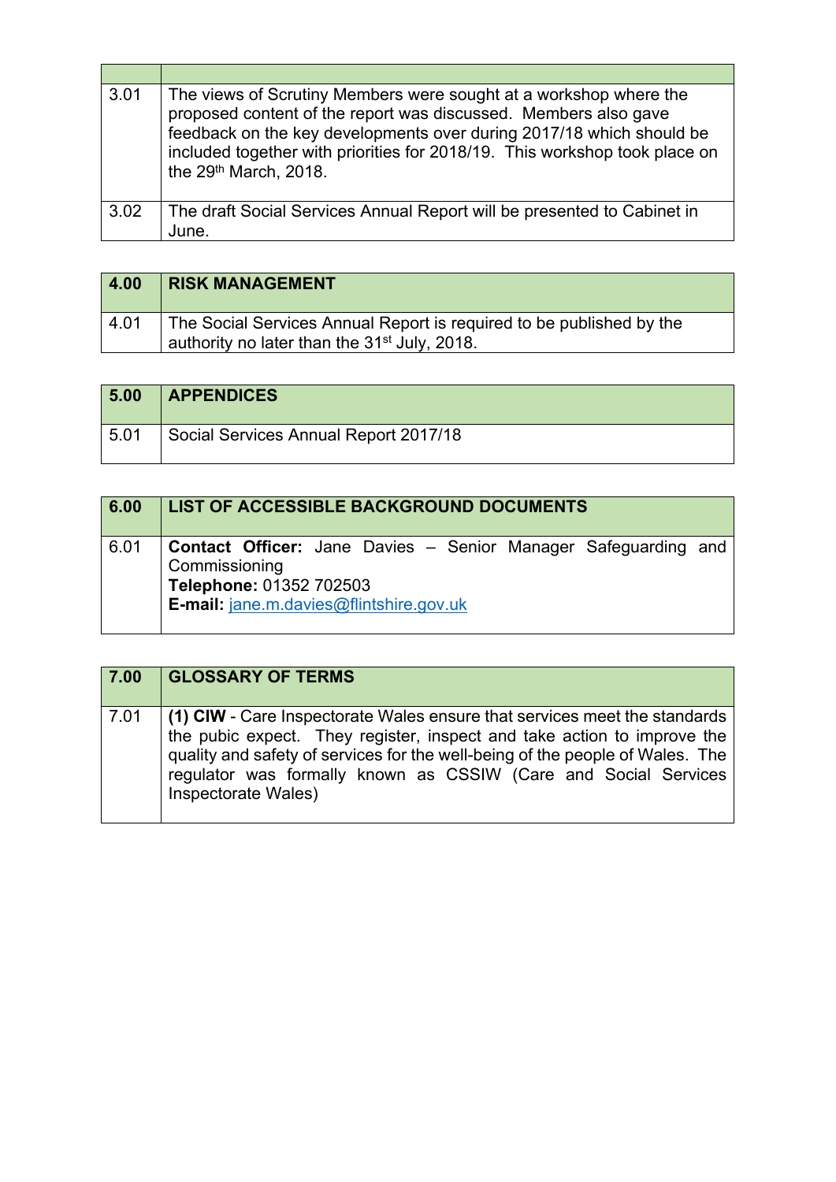| | |
|---|---|
| 3.01 | The views of Scrutiny Members were sought at a workshop where the proposed content of the report was discussed. Members also gave feedback on the key developments over during 2017/18 which should be included together with priorities for 2018/19. This workshop took place on the 29th March, 2018. |
| 3.02 | The draft Social Services Annual Report will be presented to Cabinet in June. |

| 4.00 | RISK MANAGEMENT |
|---|---|
| 4.01 | The Social Services Annual Report is required to be published by the authority no later than the 31st July, 2018. |

| 5.00 | APPENDICES |
|---|---|
| 5.01 | Social Services Annual Report 2017/18 |

| 6.00 | LIST OF ACCESSIBLE BACKGROUND DOCUMENTS |
|---|---|
| 6.01 | **Contact Officer:** Jane Davies – Senior Manager Safeguarding and Commissioning<br>**Telephone:** 01352 702503<br>**E-mail:** jane.m.davies@flintshire.gov.uk |

| 7.00 | GLOSSARY OF TERMS |
|---|---|
| 7.01 | **(1) CIW** - Care Inspectorate Wales ensure that services meet the standards the pubic expect. They register, inspect and take action to improve the quality and safety of services for the well-being of the people of Wales. The regulator was formally known as CSSIW (Care and Social Services Inspectorate Wales) |